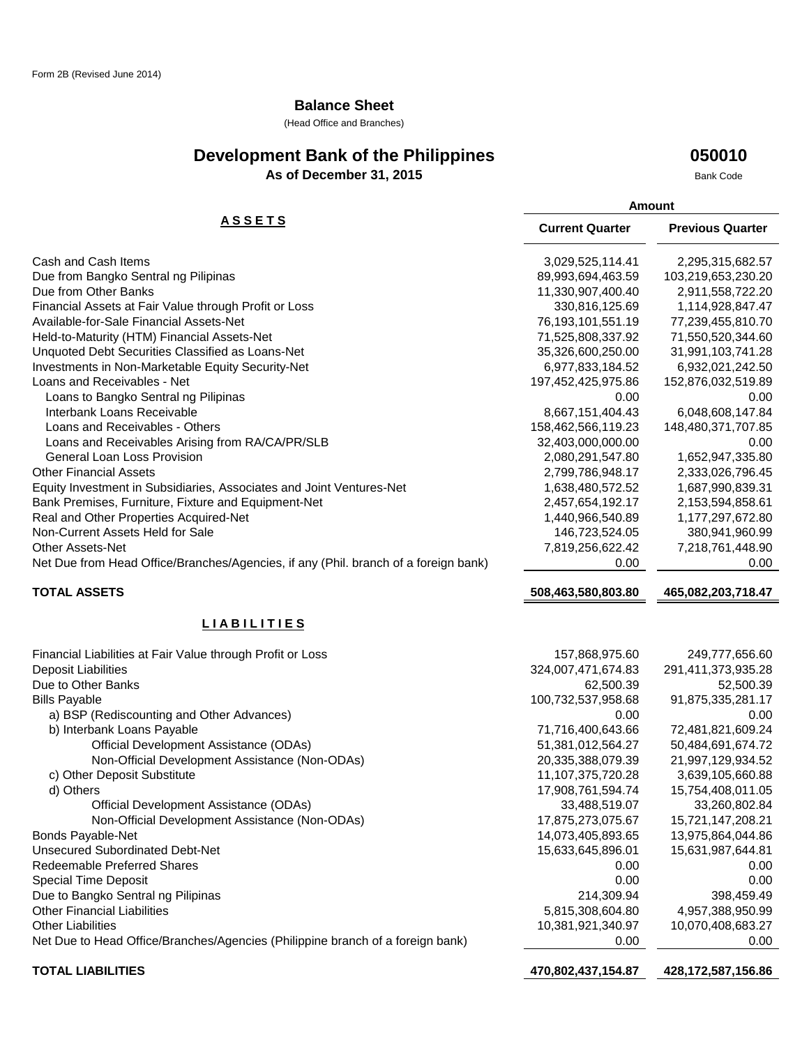Form 2B (Revised June 2014)

## Balance Sheet

(Head Office and Branches)

# Development Bank of the Philippines

**As of December 31, 2015**

**050010**

Bank Code

| ASSETS | Amount | |
|---|---|---|
| | **Current Quarter** | **Previous Quarter** |
| Cash and Cash Items | 3,029,525,114.41 | 2,295,315,682.57 |
| Due from Bangko Sentral ng Pilipinas | 89,993,694,463.59 | 103,219,653,230.20 |
| Due from Other Banks | 11,330,907,400.40 | 2,911,558,722.20 |
| Financial Assets at Fair Value through Profit or Loss | 330,816,125.69 | 1,114,928,847.47 |
| Available-for-Sale Financial Assets-Net | 76,193,101,551.19 | 77,239,455,810.70 |
| Held-to-Maturity (HTM) Financial Assets-Net | 71,525,808,337.92 | 71,550,520,344.60 |
| Unquoted Debt Securities Classified as Loans-Net | 35,326,600,250.00 | 31,991,103,741.28 |
| Investments in Non-Marketable Equity Security-Net | 6,977,833,184.52 | 6,932,021,242.50 |
| Loans and Receivables - Net | 197,452,425,975.86 | 152,876,032,519.89 |
| Loans to Bangko Sentral ng Pilipinas | 0.00 | 0.00 |
| Interbank Loans Receivable | 8,667,151,404.43 | 6,048,608,147.84 |
| Loans and Receivables - Others | 158,462,566,119.23 | 148,480,371,707.85 |
| Loans and Receivables Arising from RA/CA/PR/SLB | 32,403,000,000.00 | 0.00 |
| General Loan Loss Provision | 2,080,291,547.80 | 1,652,947,335.80 |
| Other Financial Assets | 2,799,786,948.17 | 2,333,026,796.45 |
| Equity Investment in Subsidiaries, Associates and Joint Ventures-Net | 1,638,480,572.52 | 1,687,990,839.31 |
| Bank Premises, Furniture, Fixture and Equipment-Net | 2,457,654,192.17 | 2,153,594,858.61 |
| Real and Other Properties Acquired-Net | 1,440,966,540.89 | 1,177,297,672.80 |
| Non-Current Assets Held for Sale | 146,723,524.05 | 380,941,960.99 |
| Other Assets-Net | 7,819,256,622.42 | 7,218,761,448.90 |
| Net Due from Head Office/Branches/Agencies, if any (Phil. branch of a foreign bank) | 0.00 | 0.00 |
| **TOTAL ASSETS** | **508,463,580,803.80** | **465,082,203,718.47** |

| LIABILITIES | Current Quarter | Previous Quarter |
|---|---|---|
| Financial Liabilities at Fair Value through Profit or Loss | 157,868,975.60 | 249,777,656.60 |
| Deposit Liabilities | 324,007,471,674.83 | 291,411,373,935.28 |
| Due to Other Banks | 62,500.39 | 52,500.39 |
| Bills Payable | 100,732,537,958.68 | 91,875,335,281.17 |
| a) BSP (Rediscounting and Other Advances) | 0.00 | 0.00 |
| b) Interbank Loans Payable | 71,716,400,643.66 | 72,481,821,609.24 |
| Official Development Assistance (ODAs) | 51,381,012,564.27 | 50,484,691,674.72 |
| Non-Official Development Assistance (Non-ODAs) | 20,335,388,079.39 | 21,997,129,934.52 |
| c) Other Deposit Substitute | 11,107,375,720.28 | 3,639,105,660.88 |
| d) Others | 17,908,761,594.74 | 15,754,408,011.05 |
| Official Development Assistance (ODAs) | 33,488,519.07 | 33,260,802.84 |
| Non-Official Development Assistance (Non-ODAs) | 17,875,273,075.67 | 15,721,147,208.21 |
| Bonds Payable-Net | 14,073,405,893.65 | 13,975,864,044.86 |
| Unsecured Subordinated Debt-Net | 15,633,645,896.01 | 15,631,987,644.81 |
| Redeemable Preferred Shares | 0.00 | 0.00 |
| Special Time Deposit | 0.00 | 0.00 |
| Due to Bangko Sentral ng Pilipinas | 214,309.94 | 398,459.49 |
| Other Financial Liabilities | 5,815,308,604.80 | 4,957,388,950.99 |
| Other Liabilities | 10,381,921,340.97 | 10,070,408,683.27 |
| Net Due to Head Office/Branches/Agencies (Philippine branch of a foreign bank) | 0.00 | 0.00 |
| **TOTAL LIABILITIES** | **470,802,437,154.87** | **428,172,587,156.86** |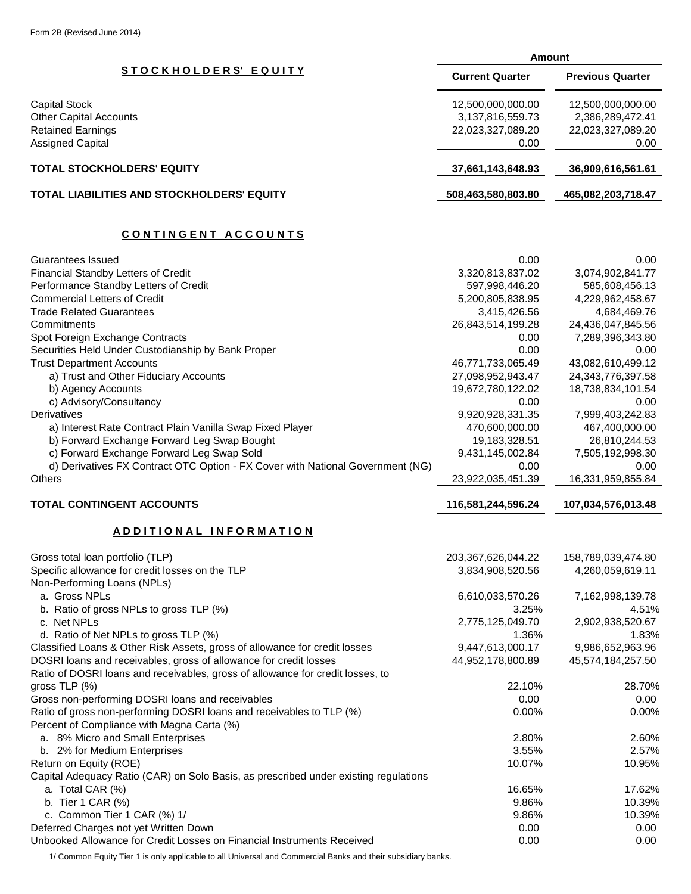Form 2B (Revised June 2014)

| STOCKHOLDERS' EQUITY | Amount | |
|---|---|---|
| | Current Quarter | Previous Quarter |
| Capital Stock | 12,500,000,000.00 | 12,500,000,000.00 |
| Other Capital Accounts | 3,137,816,559.73 | 2,386,289,472.41 |
| Retained Earnings | 22,023,327,089.20 | 22,023,327,089.20 |
| Assigned Capital | 0.00 | 0.00 |
| **TOTAL STOCKHOLDERS' EQUITY** | 37,661,143,648.93 | 36,909,616,561.61 |
| **TOTAL LIABILITIES AND STOCKHOLDERS' EQUITY** | 508,463,580,803.80 | 465,082,203,718.47 |

## CONTINGENT ACCOUNTS

| | | |
|---|---|---|
| Guarantees Issued | 0.00 | 0.00 |
| Financial Standby Letters of Credit | 3,320,813,837.02 | 3,074,902,841.77 |
| Performance Standby Letters of Credit | 597,998,446.20 | 585,608,456.13 |
| Commercial Letters of Credit | 5,200,805,838.95 | 4,229,962,458.67 |
| Trade Related Guarantees | 3,415,426.56 | 4,684,469.76 |
| Commitments | 26,843,514,199.28 | 24,436,047,845.56 |
| Spot Foreign Exchange Contracts | 0.00 | 7,289,396,343.80 |
| Securities Held Under Custodianship by Bank Proper | 0.00 | 0.00 |
| Trust Department Accounts | 46,771,733,065.49 | 43,082,610,499.12 |
| a) Trust and Other Fiduciary Accounts | 27,098,952,943.47 | 24,343,776,397.58 |
| b) Agency Accounts | 19,672,780,122.02 | 18,738,834,101.54 |
| c) Advisory/Consultancy | 0.00 | 0.00 |
| Derivatives | 9,920,928,331.35 | 7,999,403,242.83 |
| a) Interest Rate Contract Plain Vanilla Swap Fixed Player | 470,600,000.00 | 467,400,000.00 |
| b) Forward Exchange Forward Leg Swap Bought | 19,183,328.51 | 26,810,244.53 |
| c) Forward Exchange Forward Leg Swap Sold | 9,431,145,002.84 | 7,505,192,998.30 |
| d) Derivatives FX Contract OTC Option - FX Cover with National Government (NG) | 0.00 | 0.00 |
| Others | 23,922,035,451.39 | 16,331,959,855.84 |
| **TOTAL CONTINGENT ACCOUNTS** | 116,581,244,596.24 | 107,034,576,013.48 |

## ADDITIONAL INFORMATION

| | | |
|---|---|---|
| Gross total loan portfolio (TLP) | 203,367,626,044.22 | 158,789,039,474.80 |
| Specific allowance for credit losses on the TLP | 3,834,908,520.56 | 4,260,059,619.11 |
| Non-Performing Loans (NPLs) | | |
| a. Gross NPLs | 6,610,033,570.26 | 7,162,998,139.78 |
| b. Ratio of gross NPLs to gross TLP (%) | 3.25% | 4.51% |
| c. Net NPLs | 2,775,125,049.70 | 2,902,938,520.67 |
| d. Ratio of Net NPLs to gross TLP (%) | 1.36% | 1.83% |
| Classified Loans & Other Risk Assets, gross of allowance for credit losses | 9,447,613,000.17 | 9,986,652,963.96 |
| DOSRI loans and receivables, gross of allowance for credit losses | 44,952,178,800.89 | 45,574,184,257.50 |
| Ratio of DOSRI loans and receivables, gross of allowance for credit losses, to gross TLP (%) | 22.10% | 28.70% |
| Gross non-performing DOSRI loans and receivables | 0.00 | 0.00 |
| Ratio of gross non-performing DOSRI loans and receivables to TLP (%) | 0.00% | 0.00% |
| Percent of Compliance with Magna Carta (%) | | |
| a. 8% Micro and Small Enterprises | 2.80% | 2.60% |
| b. 2% for Medium Enterprises | 3.55% | 2.57% |
| Return on Equity (ROE) | 10.07% | 10.95% |
| Capital Adequacy Ratio (CAR) on Solo Basis, as prescribed under existing regulations | | |
| a. Total CAR (%) | 16.65% | 17.62% |
| b. Tier 1 CAR (%) | 9.86% | 10.39% |
| c. Common Tier 1 CAR (%) 1/ | 9.86% | 10.39% |
| Deferred Charges not yet Written Down | 0.00 | 0.00 |
| Unbooked Allowance for Credit Losses on Financial Instruments Received | 0.00 | 0.00 |

1/ Common Equity Tier 1 is only applicable to all Universal and Commercial Banks and their subsidiary banks.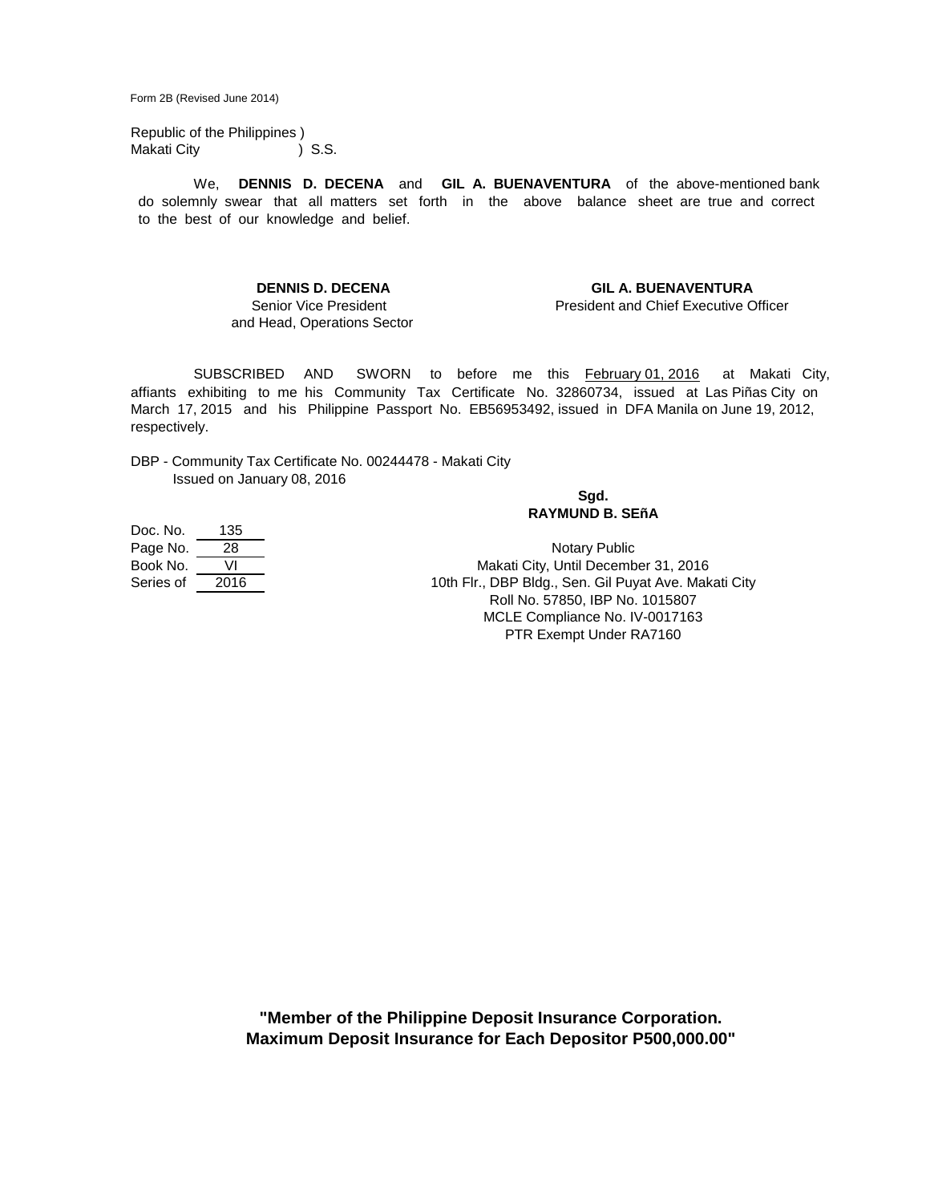Form 2B (Revised June 2014)

Republic of the Philippines )
Makati City ) S.S.

We, **DENNIS D. DECENA** and **GIL A. BUENAVENTURA** of the above-mentioned bank do solemnly swear that all matters set forth in the above balance sheet are true and correct to the best of our knowledge and belief.

**DENNIS D. DECENA**
Senior Vice President
and Head, Operations Sector

**GIL A. BUENAVENTURA**
President and Chief Executive Officer

SUBSCRIBED AND SWORN to before me this February 01, 2016 at Makati City, affiants exhibiting to me his Community Tax Certificate No. 32860734, issued at Las Piñas City on March 17, 2015 and his Philippine Passport No. EB56953492, issued in DFA Manila on June 19, 2012, respectively.

DBP - Community Tax Certificate No. 00244478 - Makati City
Issued on January 08, 2016

**Sgd.**
**RAYMUND B. SEñA**

| | |
|---|---|
| Doc. No. | 135 |
| Page No. | 28 |
| Book No. | VI |
| Series of | 2016 |

Notary Public
Makati City, Until December 31, 2016
10th Flr., DBP Bldg., Sen. Gil Puyat Ave. Makati City
Roll No. 57850, IBP No. 1015807
MCLE Compliance No. IV-0017163
PTR Exempt Under RA7160

**"Member of the Philippine Deposit Insurance Corporation.
Maximum Deposit Insurance for Each Depositor P500,000.00"**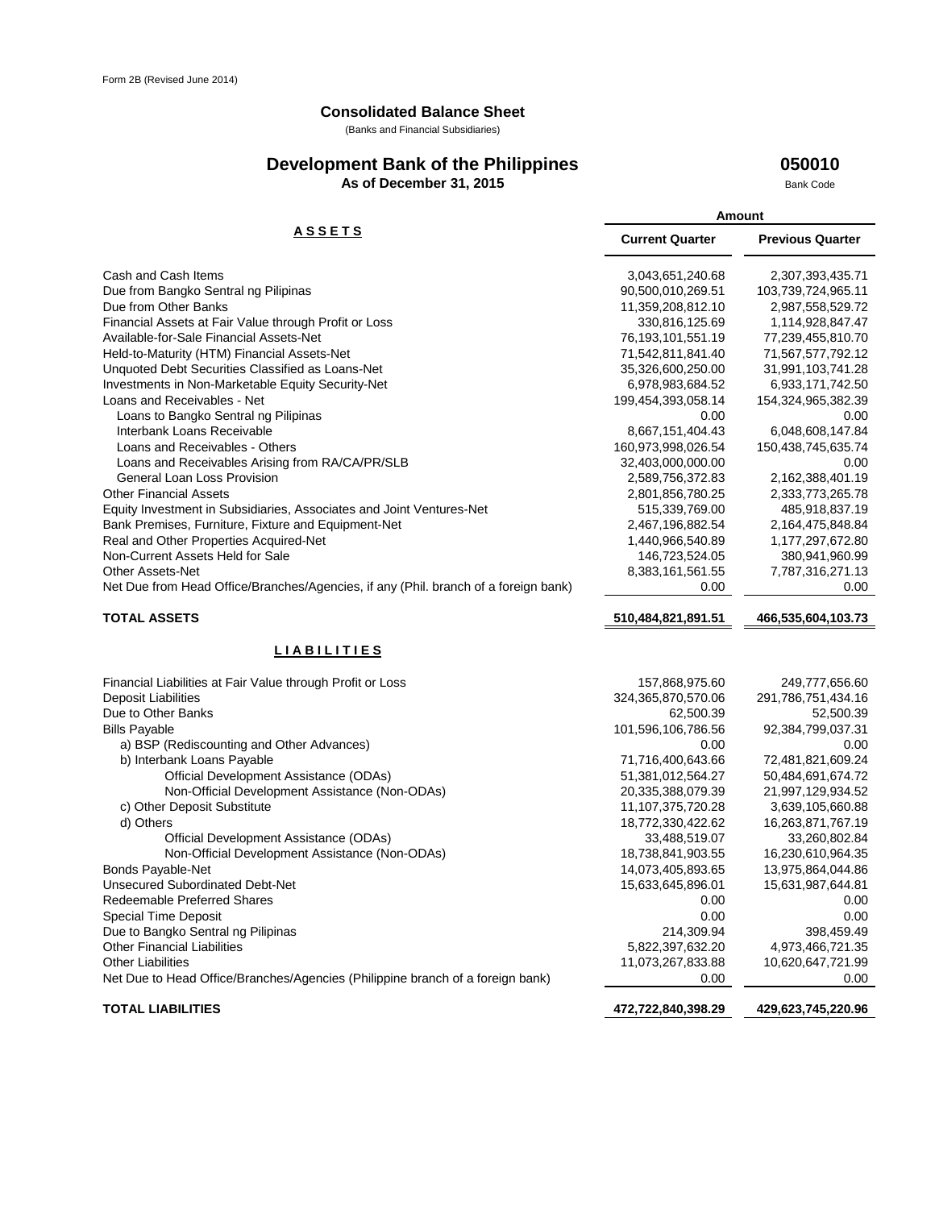Form 2B (Revised June 2014)

## Consolidated Balance Sheet

(Banks and Financial Subsidiaries)

# Development Bank of the Philippines

**As of December 31, 2015**

**050010**
Bank Code

| ASSETS | Amount | |
|---|---|---|
| | **Current Quarter** | **Previous Quarter** |
| Cash and Cash Items | 3,043,651,240.68 | 2,307,393,435.71 |
| Due from Bangko Sentral ng Pilipinas | 90,500,010,269.51 | 103,739,724,965.11 |
| Due from Other Banks | 11,359,208,812.10 | 2,987,558,529.72 |
| Financial Assets at Fair Value through Profit or Loss | 330,816,125.69 | 1,114,928,847.47 |
| Available-for-Sale Financial Assets-Net | 76,193,101,551.19 | 77,239,455,810.70 |
| Held-to-Maturity (HTM) Financial Assets-Net | 71,542,811,841.40 | 71,567,577,792.12 |
| Unquoted Debt Securities Classified as Loans-Net | 35,326,600,250.00 | 31,991,103,741.28 |
| Investments in Non-Marketable Equity Security-Net | 6,978,983,684.52 | 6,933,171,742.50 |
| Loans and Receivables - Net | 199,454,393,058.14 | 154,324,965,382.39 |
| Loans to Bangko Sentral ng Pilipinas | 0.00 | 0.00 |
| Interbank Loans Receivable | 8,667,151,404.43 | 6,048,608,147.84 |
| Loans and Receivables - Others | 160,973,998,026.54 | 150,438,745,635.74 |
| Loans and Receivables Arising from RA/CA/PR/SLB | 32,403,000,000.00 | 0.00 |
| General Loan Loss Provision | 2,589,756,372.83 | 2,162,388,401.19 |
| Other Financial Assets | 2,801,856,780.25 | 2,333,773,265.78 |
| Equity Investment in Subsidiaries, Associates and Joint Ventures-Net | 515,339,769.00 | 485,918,837.19 |
| Bank Premises, Furniture, Fixture and Equipment-Net | 2,467,196,882.54 | 2,164,475,848.84 |
| Real and Other Properties Acquired-Net | 1,440,966,540.89 | 1,177,297,672.80 |
| Non-Current Assets Held for Sale | 146,723,524.05 | 380,941,960.99 |
| Other Assets-Net | 8,383,161,561.55 | 7,787,316,271.13 |
| Net Due from Head Office/Branches/Agencies, if any (Phil. branch of a foreign bank) | 0.00 | 0.00 |
| **TOTAL ASSETS** | **510,484,821,891.51** | **466,535,604,103.73** |

| LIABILITIES | Current Quarter | Previous Quarter |
|---|---|---|
| Financial Liabilities at Fair Value through Profit or Loss | 157,868,975.60 | 249,777,656.60 |
| Deposit Liabilities | 324,365,870,570.06 | 291,786,751,434.16 |
| Due to Other Banks | 62,500.39 | 52,500.39 |
| Bills Payable | 101,596,106,786.56 | 92,384,799,037.31 |
| a) BSP (Rediscounting and Other Advances) | 0.00 | 0.00 |
| b) Interbank Loans Payable | 71,716,400,643.66 | 72,481,821,609.24 |
| Official Development Assistance (ODAs) | 51,381,012,564.27 | 50,484,691,674.72 |
| Non-Official Development Assistance (Non-ODAs) | 20,335,388,079.39 | 21,997,129,934.52 |
| c) Other Deposit Substitute | 11,107,375,720.28 | 3,639,105,660.88 |
| d) Others | 18,772,330,422.62 | 16,263,871,767.19 |
| Official Development Assistance (ODAs) | 33,488,519.07 | 33,260,802.84 |
| Non-Official Development Assistance (Non-ODAs) | 18,738,841,903.55 | 16,230,610,964.35 |
| Bonds Payable-Net | 14,073,405,893.65 | 13,975,864,044.86 |
| Unsecured Subordinated Debt-Net | 15,633,645,896.01 | 15,631,987,644.81 |
| Redeemable Preferred Shares | 0.00 | 0.00 |
| Special Time Deposit | 0.00 | 0.00 |
| Due to Bangko Sentral ng Pilipinas | 214,309.94 | 398,459.49 |
| Other Financial Liabilities | 5,822,397,632.20 | 4,973,466,721.35 |
| Other Liabilities | 11,073,267,833.88 | 10,620,647,721.99 |
| Net Due to Head Office/Branches/Agencies (Philippine branch of a foreign bank) | 0.00 | 0.00 |
| **TOTAL LIABILITIES** | **472,722,840,398.29** | **429,623,745,220.96** |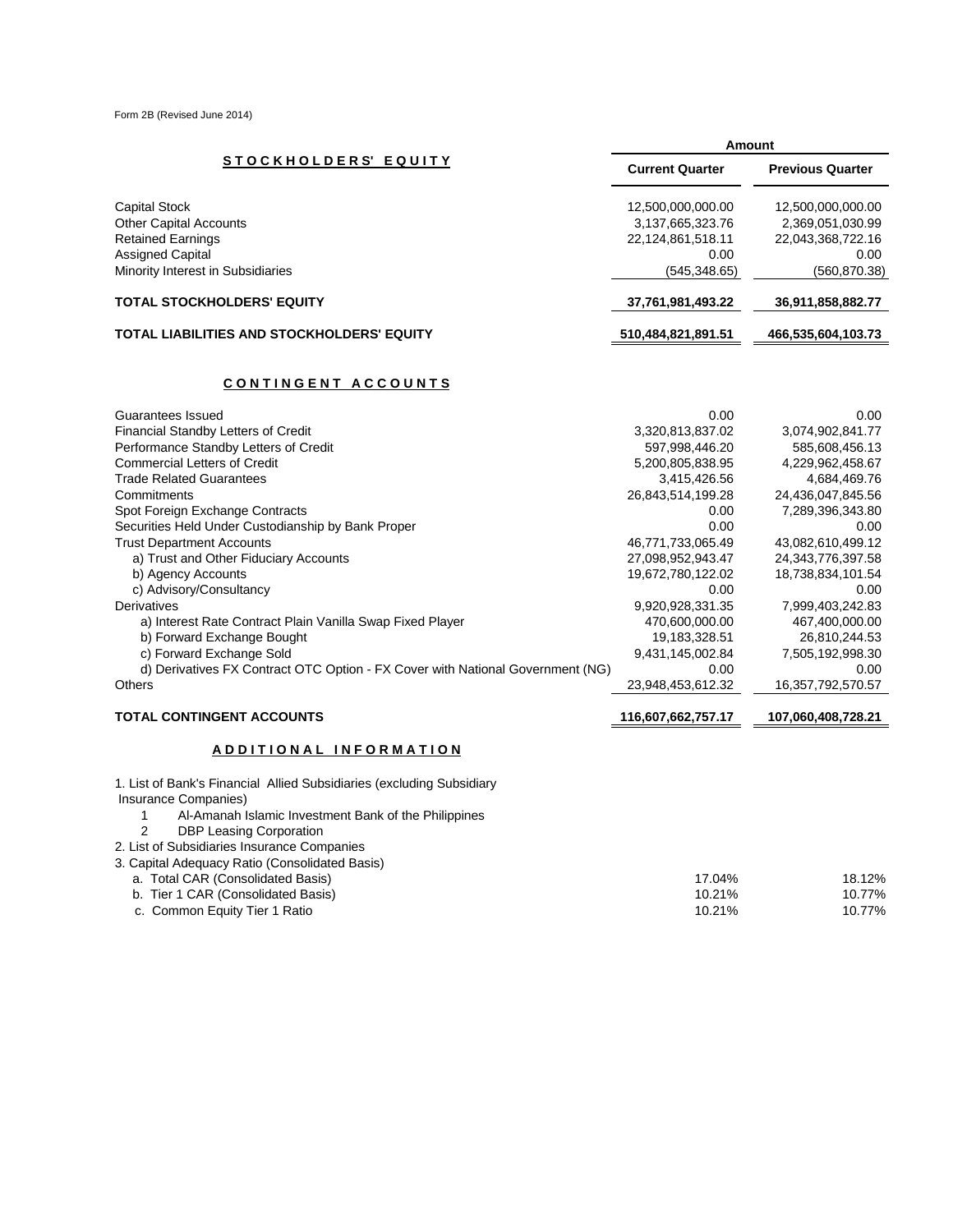Form 2B (Revised June 2014)

| STOCKHOLDERS' EQUITY | Amount | |
|---|---|---|
| | **Current Quarter** | **Previous Quarter** |
| Capital Stock | 12,500,000,000.00 | 12,500,000,000.00 |
| Other Capital Accounts | 3,137,665,323.76 | 2,369,051,030.99 |
| Retained Earnings | 22,124,861,518.11 | 22,043,368,722.16 |
| Assigned Capital | 0.00 | 0.00 |
| Minority Interest in Subsidiaries | (545,348.65) | (560,870.38) |
| **TOTAL STOCKHOLDERS' EQUITY** | **37,761,981,493.22** | **36,911,858,882.77** |
| **TOTAL LIABILITIES AND STOCKHOLDERS' EQUITY** | **510,484,821,891.51** | **466,535,604,103.73** |

## CONTINGENT ACCOUNTS

| | | |
|---|---|---|
| Guarantees Issued | 0.00 | 0.00 |
| Financial Standby Letters of Credit | 3,320,813,837.02 | 3,074,902,841.77 |
| Performance Standby Letters of Credit | 597,998,446.20 | 585,608,456.13 |
| Commercial Letters of Credit | 5,200,805,838.95 | 4,229,962,458.67 |
| Trade Related Guarantees | 3,415,426.56 | 4,684,469.76 |
| Commitments | 26,843,514,199.28 | 24,436,047,845.56 |
| Spot Foreign Exchange Contracts | 0.00 | 7,289,396,343.80 |
| Securities Held Under Custodianship by Bank Proper | 0.00 | 0.00 |
| Trust Department Accounts | 46,771,733,065.49 | 43,082,610,499.12 |
| a) Trust and Other Fiduciary Accounts | 27,098,952,943.47 | 24,343,776,397.58 |
| b) Agency Accounts | 19,672,780,122.02 | 18,738,834,101.54 |
| c) Advisory/Consultancy | 0.00 | 0.00 |
| Derivatives | 9,920,928,331.35 | 7,999,403,242.83 |
| a) Interest Rate Contract Plain Vanilla Swap Fixed Player | 470,600,000.00 | 467,400,000.00 |
| b) Forward Exchange Bought | 19,183,328.51 | 26,810,244.53 |
| c) Forward Exchange Sold | 9,431,145,002.84 | 7,505,192,998.30 |
| d) Derivatives FX Contract OTC Option - FX Cover with National Government (NG) | 0.00 | 0.00 |
| Others | 23,948,453,612.32 | 16,357,792,570.57 |
| **TOTAL CONTINGENT ACCOUNTS** | **116,607,662,757.17** | **107,060,408,728.21** |

## ADDITIONAL INFORMATION

1. List of Bank's Financial Allied Subsidiaries (excluding Subsidiary Insurance Companies)
   1. Al-Amanah Islamic Investment Bank of the Philippines
   2. DBP Leasing Corporation
2. List of Subsidiaries Insurance Companies
3. Capital Adequacy Ratio (Consolidated Basis)

| | | |
|---|---|---|
| a. Total CAR (Consolidated Basis) | 17.04% | 18.12% |
| b. Tier 1 CAR (Consolidated Basis) | 10.21% | 10.77% |
| c. Common Equity Tier 1 Ratio | 10.21% | 10.77% |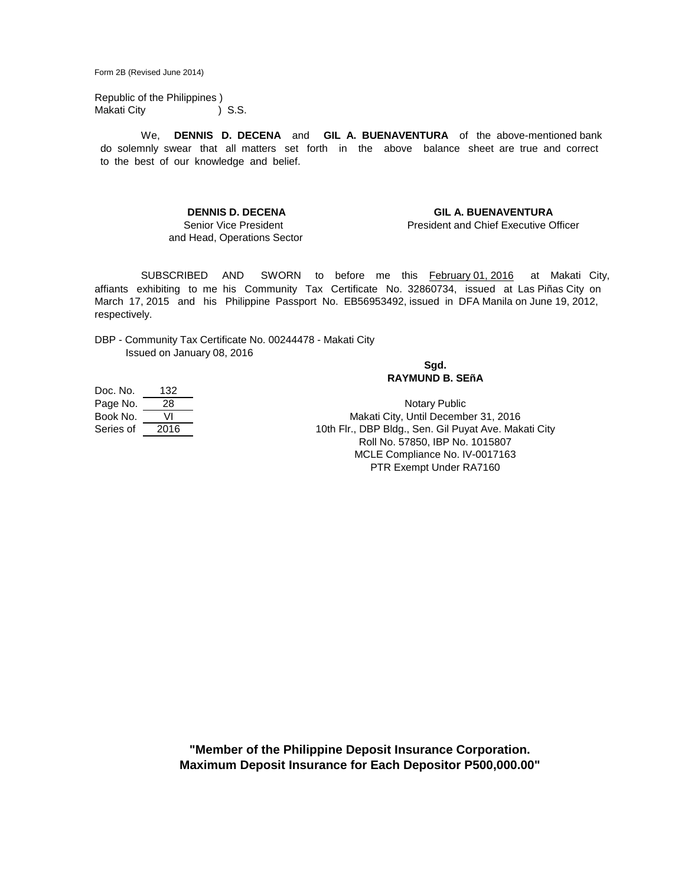Form 2B (Revised June 2014)

Republic of the Philippines )
Makati City ) S.S.

We, **DENNIS D. DECENA** and **GIL A. BUENAVENTURA** of the above-mentioned bank do solemnly swear that all matters set forth in the above balance sheet are true and correct to the best of our knowledge and belief.

**DENNIS D. DECENA**
Senior Vice President
and Head, Operations Sector

**GIL A. BUENAVENTURA**
President and Chief Executive Officer

SUBSCRIBED AND SWORN to before me this February 01, 2016 at Makati City, affiants exhibiting to me his Community Tax Certificate No. 32860734, issued at Las Piñas City on March 17, 2015 and his Philippine Passport No. EB56953492, issued in DFA Manila on June 19, 2012, respectively.

DBP - Community Tax Certificate No. 00244478 - Makati City
Issued on January 08, 2016

**Sgd.**
**RAYMUND B. SEñA**

Doc. No. 132
Page No. 28
Book No. VI
Series of 2016

Notary Public
Makati City, Until December 31, 2016
10th Flr., DBP Bldg., Sen. Gil Puyat Ave. Makati City
Roll No. 57850, IBP No. 1015807
MCLE Compliance No. IV-0017163
PTR Exempt Under RA7160

**"Member of the Philippine Deposit Insurance Corporation.**
**Maximum Deposit Insurance for Each Depositor P500,000.00"**